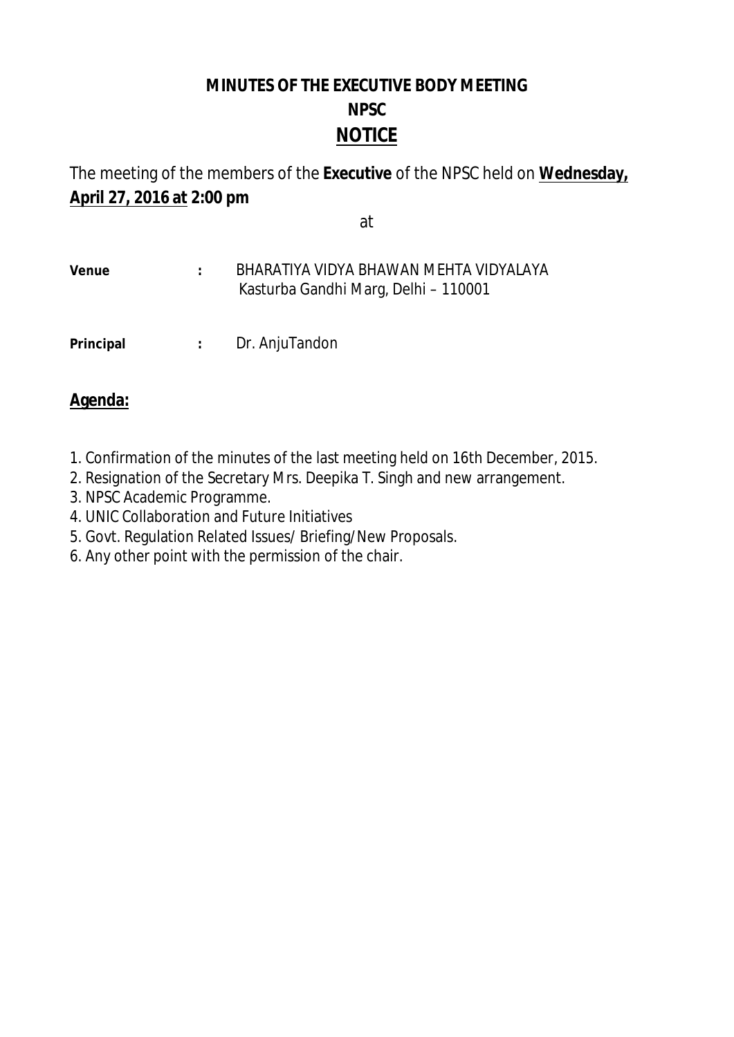# MINUTES OF THE EXECUTIVE BODY MEETING

## NPSC

## NOTICE

The meeting of the members of the **Executive** of the NPSC held on **Wednesday, April 27, 2016 at 2:00 pm**

at

**Venue** : BHARATIYA VIDYA BHAWAN MEHTA VIDYALAYA
Kasturba Gandhi Marg, Delhi – 110001

**Principal** : Dr. AnjuTandon

## Agenda:

1. Confirmation of the minutes of the last meeting held on 16th December, 2015.
2. Resignation of the Secretary Mrs. Deepika T. Singh and new arrangement.
3. NPSC Academic Programme.
4. UNIC Collaboration and Future Initiatives
5. Govt. Regulation Related Issues/ Briefing/New Proposals.
6. Any other point with the permission of the chair.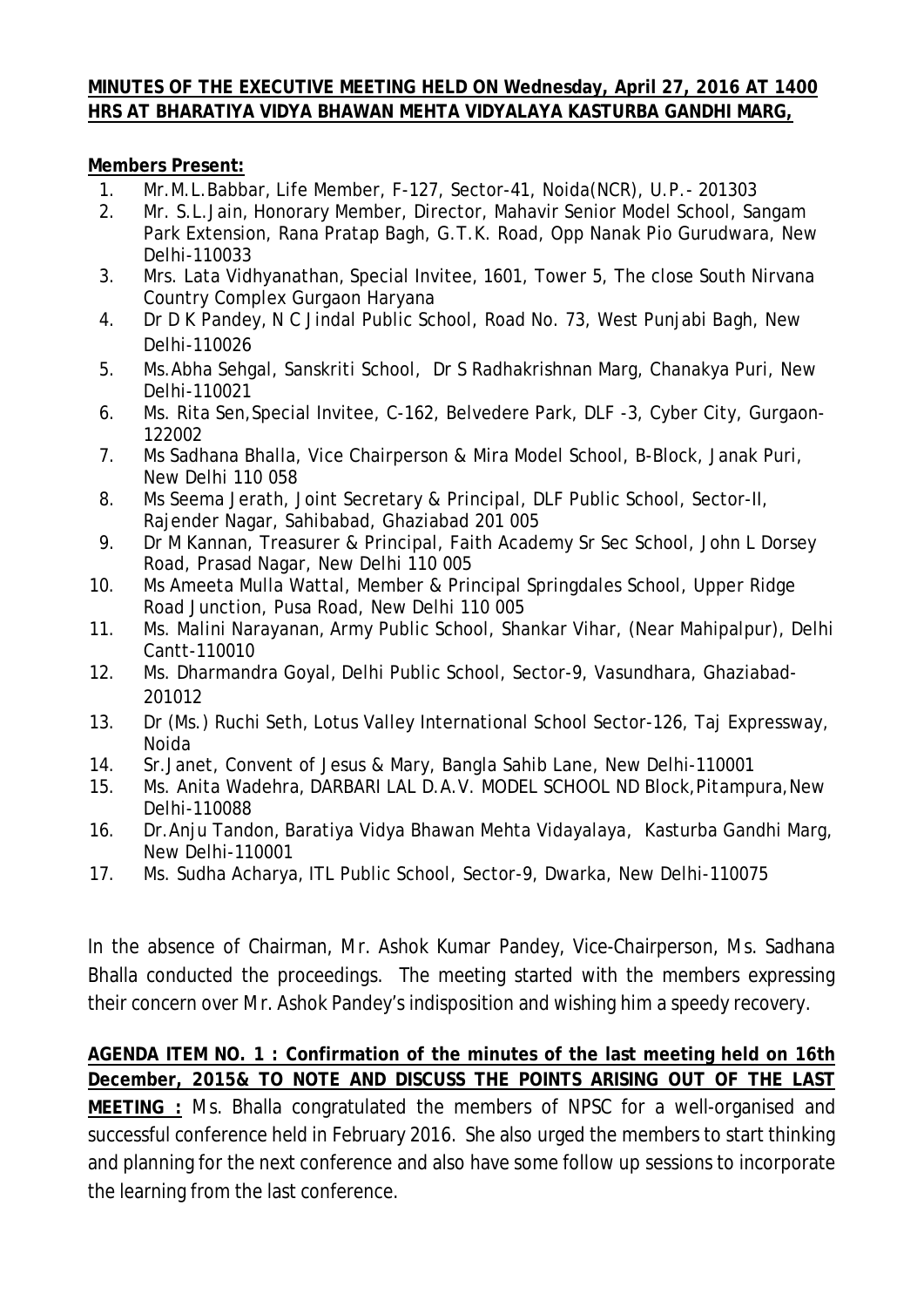**MINUTES OF THE EXECUTIVE MEETING HELD ON Wednesday, April 27, 2016 AT 1400 HRS AT BHARATIYA VIDYA BHAWAN MEHTA VIDYALAYA KASTURBA GANDHI MARG,**

**Members Present:**

1. Mr.M.L.Babbar, Life Member, F-127, Sector-41, Noida(NCR), U.P.- 201303
2. Mr. S.L.Jain, Honorary Member, Director, Mahavir Senior Model School, Sangam Park Extension, Rana Pratap Bagh, G.T.K. Road, Opp Nanak Pio Gurudwara, New Delhi-110033
3. Mrs. Lata Vidhyanathan, Special Invitee, 1601, Tower 5, The close South Nirvana Country Complex Gurgaon Haryana
4. Dr D K Pandey, N C Jindal Public School, Road No. 73, West Punjabi Bagh, New Delhi-110026
5. Ms.Abha Sehgal, Sanskriti School, Dr S Radhakrishnan Marg, Chanakya Puri, New Delhi-110021
6. Ms. Rita Sen,Special Invitee, C-162, Belvedere Park, DLF -3, Cyber City, Gurgaon-122002
7. Ms Sadhana Bhalla, Vice Chairperson & Mira Model School, B-Block, Janak Puri, New Delhi 110 058
8. Ms Seema Jerath, Joint Secretary & Principal, DLF Public School, Sector-II, Rajender Nagar, Sahibabad, Ghaziabad 201 005
9. Dr M Kannan, Treasurer & Principal, Faith Academy Sr Sec School, John L Dorsey Road, Prasad Nagar, New Delhi 110 005
10. Ms Ameeta Mulla Wattal, Member & Principal Springdales School, Upper Ridge Road Junction, Pusa Road, New Delhi 110 005
11. Ms. Malini Narayanan, Army Public School, Shankar Vihar, (Near Mahipalpur), Delhi Cantt-110010
12. Ms. Dharmandra Goyal, Delhi Public School, Sector-9, Vasundhara, Ghaziabad-201012
13. Dr (Ms.) Ruchi Seth, Lotus Valley International School Sector-126, Taj Expressway, Noida
14. Sr.Janet, Convent of Jesus & Mary, Bangla Sahib Lane, New Delhi-110001
15. Ms. Anita Wadehra, DARBARI LAL D.A.V. MODEL SCHOOL ND Block,Pitampura,New Delhi-110088
16. Dr.Anju Tandon, Baratiya Vidya Bhawan Mehta Vidayalaya, Kasturba Gandhi Marg, New Delhi-110001
17. Ms. Sudha Acharya, ITL Public School, Sector-9, Dwarka, New Delhi-110075

In the absence of Chairman, Mr. Ashok Kumar Pandey, Vice-Chairperson, Ms. Sadhana Bhalla conducted the proceedings. The meeting started with the members expressing their concern over Mr. Ashok Pandey's indisposition and wishing him a speedy recovery.

**AGENDA ITEM NO. 1 : Confirmation of the minutes of the last meeting held on 16th December, 2015& TO NOTE AND DISCUSS THE POINTS ARISING OUT OF THE LAST MEETING :** Ms. Bhalla congratulated the members of NPSC for a well-organised and successful conference held in February 2016. She also urged the members to start thinking and planning for the next conference and also have some follow up sessions to incorporate the learning from the last conference.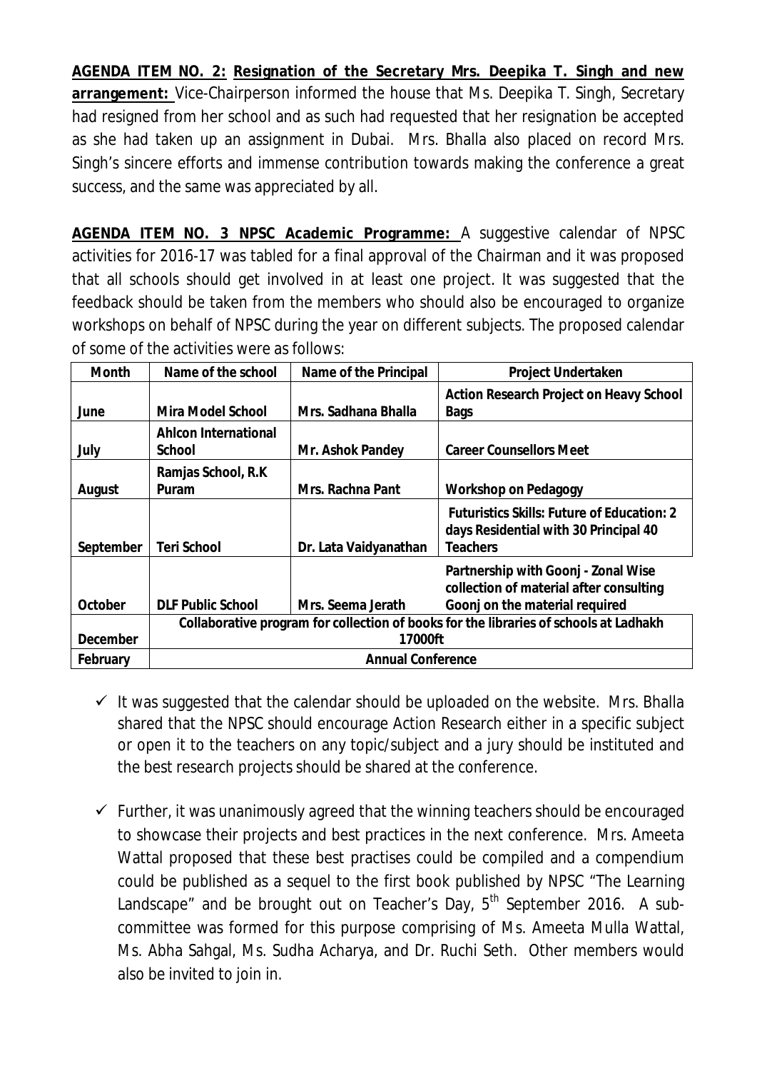**AGENDA ITEM NO. 2: Resignation of the Secretary Mrs. Deepika T. Singh and new arrangement:** Vice-Chairperson informed the house that Ms. Deepika T. Singh, Secretary had resigned from her school and as such had requested that her resignation be accepted as she had taken up an assignment in Dubai. Mrs. Bhalla also placed on record Mrs. Singh's sincere efforts and immense contribution towards making the conference a great success, and the same was appreciated by all.

**AGENDA ITEM NO. 3 NPSC Academic Programme:** A suggestive calendar of NPSC activities for 2016-17 was tabled for a final approval of the Chairman and it was proposed that all schools should get involved in at least one project. It was suggested that the feedback should be taken from the members who should also be encouraged to organize workshops on behalf of NPSC during the year on different subjects. The proposed calendar of some of the activities were as follows:

| Month | Name of the school | Name of the Principal | Project Undertaken |
|---|---|---|---|
| June | Mira Model School | Mrs. Sadhana Bhalla | Action Research Project on Heavy School Bags |
| July | Ahlcon International School | Mr. Ashok Pandey | Career Counsellors Meet |
| August | Ramjas School, R.K Puram | Mrs. Rachna Pant | Workshop on Pedagogy |
| September | Teri School | Dr. Lata Vaidyanathan | Futuristics Skills: Future of Education: 2 days Residential with 30 Principal 40 Teachers |
| October | DLF Public School | Mrs. Seema Jerath | Partnership with Goonj - Zonal Wise collection of material after consulting Goonj on the material required |
| December | Collaborative program for collection of books for the libraries of schools at Ladhakh 17000ft | | |
| February | Annual Conference | | |

- ✓ It was suggested that the calendar should be uploaded on the website. Mrs. Bhalla shared that the NPSC should encourage Action Research either in a specific subject or open it to the teachers on any topic/subject and a jury should be instituted and the best research projects should be shared at the conference.

- ✓ Further, it was unanimously agreed that the winning teachers should be encouraged to showcase their projects and best practices in the next conference. Mrs. Ameeta Wattal proposed that these best practises could be compiled and a compendium could be published as a sequel to the first book published by NPSC "The Learning Landscape" and be brought out on Teacher's Day, 5th September 2016. A sub-committee was formed for this purpose comprising of Ms. Ameeta Mulla Wattal, Ms. Abha Sahgal, Ms. Sudha Acharya, and Dr. Ruchi Seth. Other members would also be invited to join in.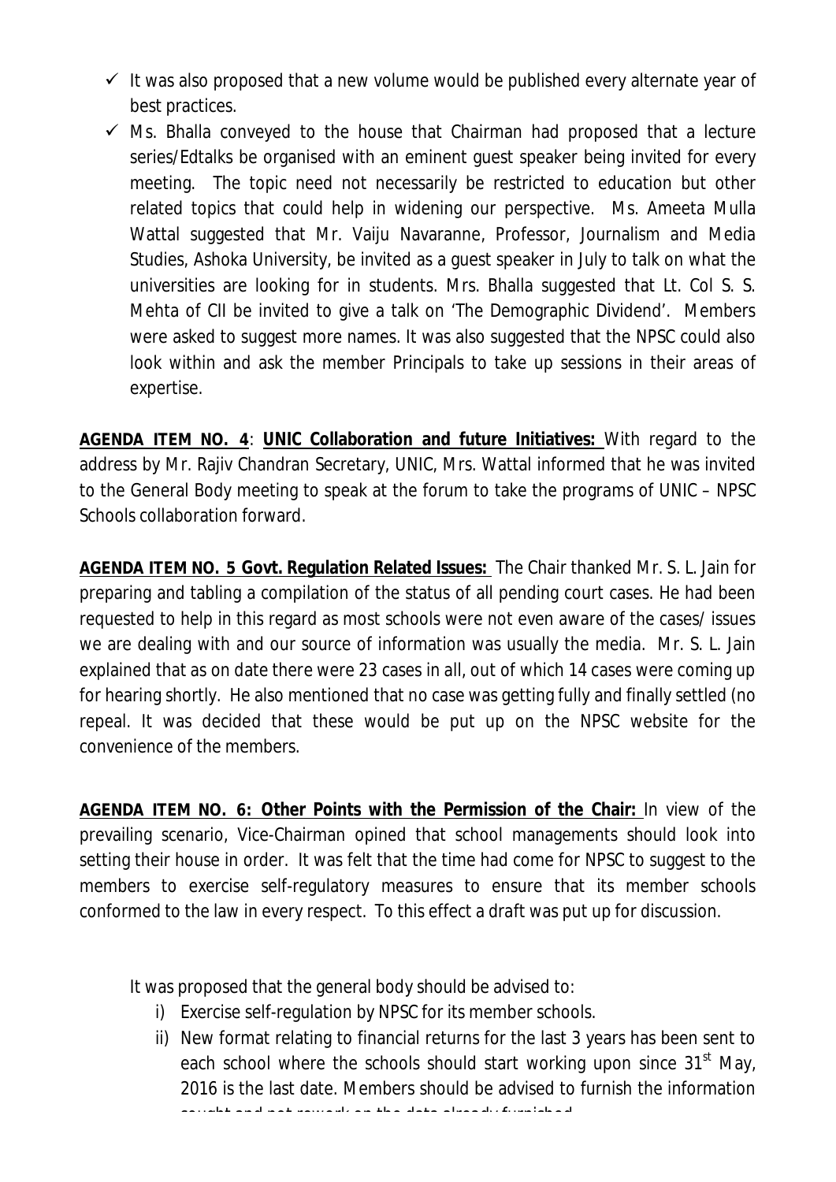- ✓ It was also proposed that a new volume would be published every alternate year of best practices.
- ✓ Ms. Bhalla conveyed to the house that Chairman had proposed that a lecture series/Edtalks be organised with an eminent guest speaker being invited for every meeting. The topic need not necessarily be restricted to education but other related topics that could help in widening our perspective. Ms. Ameeta Mulla Wattal suggested that Mr. Vaiju Navaranne, Professor, Journalism and Media Studies, Ashoka University, be invited as a guest speaker in July to talk on what the universities are looking for in students. Mrs. Bhalla suggested that Lt. Col S. S. Mehta of CII be invited to give a talk on 'The Demographic Dividend'. Members were asked to suggest more names. It was also suggested that the NPSC could also look within and ask the member Principals to take up sessions in their areas of expertise.

**AGENDA ITEM NO. 4**: **UNIC Collaboration and future Initiatives:** With regard to the address by Mr. Rajiv Chandran Secretary, UNIC, Mrs. Wattal informed that he was invited to the General Body meeting to speak at the forum to take the programs of UNIC – NPSC Schools collaboration forward.

**AGENDA ITEM NO. 5 Govt. Regulation Related Issues:** The Chair thanked Mr. S. L. Jain for preparing and tabling a compilation of the status of all pending court cases. He had been requested to help in this regard as most schools were not even aware of the cases/ issues we are dealing with and our source of information was usually the media. Mr. S. L. Jain explained that as on date there were 23 cases in all, out of which 14 cases were coming up for hearing shortly. He also mentioned that no case was getting fully and finally settled (no repeal. It was decided that these would be put up on the NPSC website for the convenience of the members.

**AGENDA ITEM NO. 6: Other Points with the Permission of the Chair:** In view of the prevailing scenario, Vice-Chairman opined that school managements should look into setting their house in order. It was felt that the time had come for NPSC to suggest to the members to exercise self-regulatory measures to ensure that its member schools conformed to the law in every respect. To this effect a draft was put up for discussion.

It was proposed that the general body should be advised to:

i) Exercise self-regulation by NPSC for its member schools.
ii) New format relating to financial returns for the last 3 years has been sent to each school where the schools should start working upon since 31st May, 2016 is the last date. Members should be advised to furnish the information sought and not rework on the data already furnished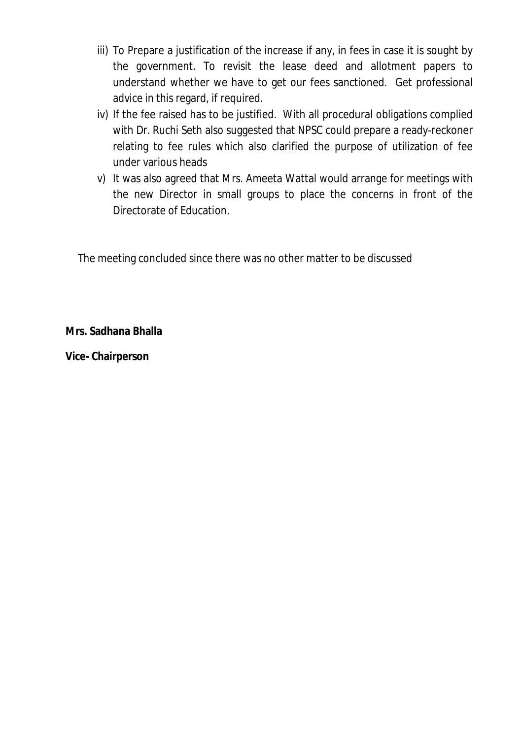iii) To Prepare a justification of the increase if any, in fees in case it is sought by the government. To revisit the lease deed and allotment papers to understand whether we have to get our fees sanctioned. Get professional advice in this regard, if required.

iv) If the fee raised has to be justified. With all procedural obligations complied with Dr. Ruchi Seth also suggested that NPSC could prepare a ready-reckoner relating to fee rules which also clarified the purpose of utilization of fee under various heads

v) It was also agreed that Mrs. Ameeta Wattal would arrange for meetings with the new Director in small groups to place the concerns in front of the Directorate of Education.

The meeting concluded since there was no other matter to be discussed

**Mrs. Sadhana Bhalla**

**Vice- Chairperson**